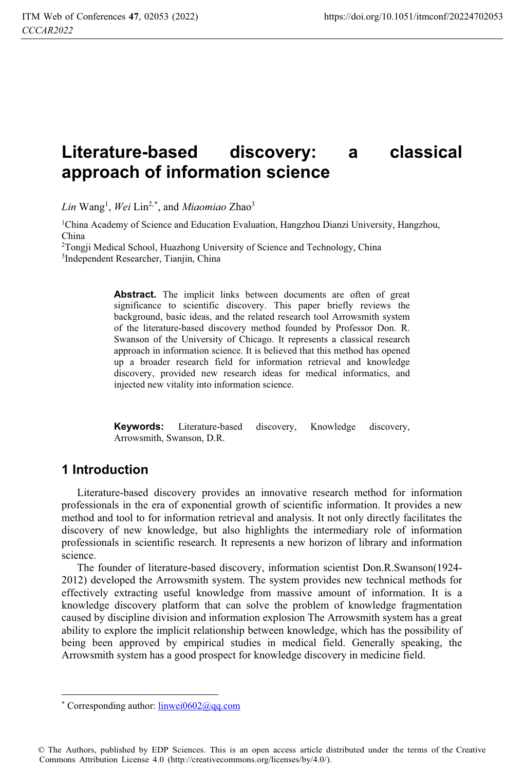# Literature-based discovery: a classical approach of information science

*Lin* Wang[1], *Wei* Lin[2,*], and *Miaomiao* Zhao[3]

[1]China Academy of Science and Education Evaluation, Hangzhou Dianzi University, Hangzhou, China

[2]Tongji Medical School, Huazhong University of Science and Technology, China

[3]Independent Researcher, Tianjin, China

**Abstract.** The implicit links between documents are often of great significance to scientific discovery. This paper briefly reviews the background, basic ideas, and the related research tool Arrowsmith system of the literature-based discovery method founded by Professor Don. R. Swanson of the University of Chicago. It represents a classical research approach in information science. It is believed that this method has opened up a broader research field for information retrieval and knowledge discovery, provided new research ideas for medical informatics, and injected new vitality into information science.

**Keywords:** Literature-based discovery, Knowledge discovery, Arrowsmith, Swanson, D.R.

## 1 Introduction

Literature-based discovery provides an innovative research method for information professionals in the era of exponential growth of scientific information. It provides a new method and tool to for information retrieval and analysis. It not only directly facilitates the discovery of new knowledge, but also highlights the intermediary role of information professionals in scientific research. It represents a new horizon of library and information science.

The founder of literature-based discovery, information scientist Don.R.Swanson(1924-2012) developed the Arrowsmith system. The system provides new technical methods for effectively extracting useful knowledge from massive amount of information. It is a knowledge discovery platform that can solve the problem of knowledge fragmentation caused by discipline division and information explosion The Arrowsmith system has a great ability to explore the implicit relationship between knowledge, which has the possibility of being been approved by empirical studies in medical field. Generally speaking, the Arrowsmith system has a good prospect for knowledge discovery in medicine field.

---

[*] Corresponding author: linwei0602@qq.com

© The Authors, published by EDP Sciences. This is an open access article distributed under the terms of the Creative Commons Attribution License 4.0 (http://creativecommons.org/licenses/by/4.0/).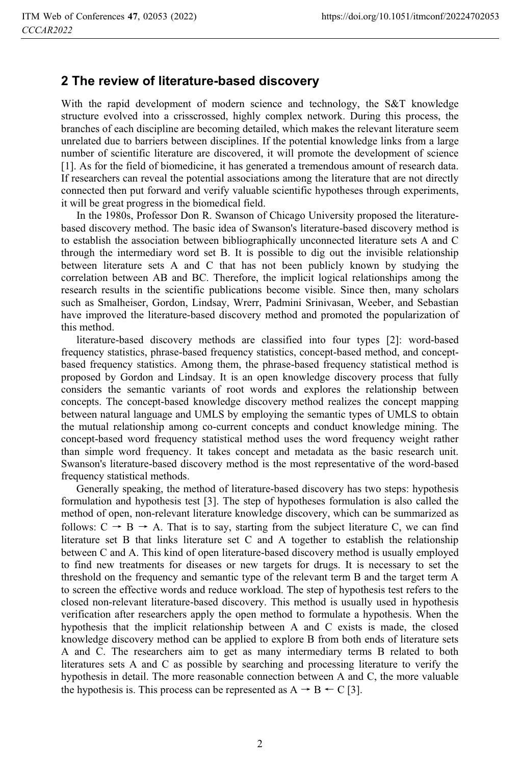## 2 The review of literature-based discovery

With the rapid development of modern science and technology, the S&T knowledge structure evolved into a crisscrossed, highly complex network. During this process, the branches of each discipline are becoming detailed, which makes the relevant literature seem unrelated due to barriers between disciplines. If the potential knowledge links from a large number of scientific literature are discovered, it will promote the development of science [1]. As for the field of biomedicine, it has generated a tremendous amount of research data. If researchers can reveal the potential associations among the literature that are not directly connected then put forward and verify valuable scientific hypotheses through experiments, it will be great progress in the biomedical field.

In the 1980s, Professor Don R. Swanson of Chicago University proposed the literature-based discovery method. The basic idea of Swanson's literature-based discovery method is to establish the association between bibliographically unconnected literature sets A and C through the intermediary word set B. It is possible to dig out the invisible relationship between literature sets A and C that has not been publicly known by studying the correlation between AB and BC. Therefore, the implicit logical relationships among the research results in the scientific publications become visible. Since then, many scholars such as Smalheiser, Gordon, Lindsay, Wrerr, Padmini Srinivasan, Weeber, and Sebastian have improved the literature-based discovery method and promoted the popularization of this method.

literature-based discovery methods are classified into four types [2]: word-based frequency statistics, phrase-based frequency statistics, concept-based method, and concept-based frequency statistics. Among them, the phrase-based frequency statistical method is proposed by Gordon and Lindsay. It is an open knowledge discovery process that fully considers the semantic variants of root words and explores the relationship between concepts. The concept-based knowledge discovery method realizes the concept mapping between natural language and UMLS by employing the semantic types of UMLS to obtain the mutual relationship among co-current concepts and conduct knowledge mining. The concept-based word frequency statistical method uses the word frequency weight rather than simple word frequency. It takes concept and metadata as the basic research unit. Swanson's literature-based discovery method is the most representative of the word-based frequency statistical methods.

Generally speaking, the method of literature-based discovery has two steps: hypothesis formulation and hypothesis test [3]. The step of hypotheses formulation is also called the method of open, non-relevant literature knowledge discovery, which can be summarized as follows: C → B → A. That is to say, starting from the subject literature C, we can find literature set B that links literature set C and A together to establish the relationship between C and A. This kind of open literature-based discovery method is usually employed to find new treatments for diseases or new targets for drugs. It is necessary to set the threshold on the frequency and semantic type of the relevant term B and the target term A to screen the effective words and reduce workload. The step of hypothesis test refers to the closed non-relevant literature-based discovery. This method is usually used in hypothesis verification after researchers apply the open method to formulate a hypothesis. When the hypothesis that the implicit relationship between A and C exists is made, the closed knowledge discovery method can be applied to explore B from both ends of literature sets A and C. The researchers aim to get as many intermediary terms B related to both literatures sets A and C as possible by searching and processing literature to verify the hypothesis in detail. The more reasonable connection between A and C, the more valuable the hypothesis is. This process can be represented as A → B ← C [3].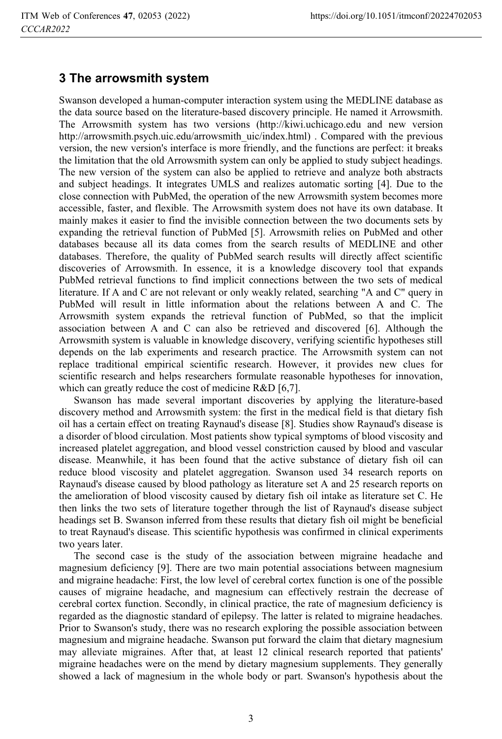## 3 The arrowsmith system

Swanson developed a human-computer interaction system using the MEDLINE database as the data source based on the literature-based discovery principle. He named it Arrowsmith. The Arrowsmith system has two versions (http://kiwi.uchicago.edu and new version http://arrowsmith.psych.uic.edu/arrowsmith_uic/index.html) . Compared with the previous version, the new version's interface is more friendly, and the functions are perfect: it breaks the limitation that the old Arrowsmith system can only be applied to study subject headings. The new version of the system can also be applied to retrieve and analyze both abstracts and subject headings. It integrates UMLS and realizes automatic sorting [4]. Due to the close connection with PubMed, the operation of the new Arrowsmith system becomes more accessible, faster, and flexible. The Arrowsmith system does not have its own database. It mainly makes it easier to find the invisible connection between the two documents sets by expanding the retrieval function of PubMed [5]. Arrowsmith relies on PubMed and other databases because all its data comes from the search results of MEDLINE and other databases. Therefore, the quality of PubMed search results will directly affect scientific discoveries of Arrowsmith. In essence, it is a knowledge discovery tool that expands PubMed retrieval functions to find implicit connections between the two sets of medical literature. If A and C are not relevant or only weakly related, searching "A and C" query in PubMed will result in little information about the relations between A and C. The Arrowsmith system expands the retrieval function of PubMed, so that the implicit association between A and C can also be retrieved and discovered [6]. Although the Arrowsmith system is valuable in knowledge discovery, verifying scientific hypotheses still depends on the lab experiments and research practice. The Arrowsmith system can not replace traditional empirical scientific research. However, it provides new clues for scientific research and helps researchers formulate reasonable hypotheses for innovation, which can greatly reduce the cost of medicine R&D [6,7].

Swanson has made several important discoveries by applying the literature-based discovery method and Arrowsmith system: the first in the medical field is that dietary fish oil has a certain effect on treating Raynaud's disease [8]. Studies show Raynaud's disease is a disorder of blood circulation. Most patients show typical symptoms of blood viscosity and increased platelet aggregation, and blood vessel constriction caused by blood and vascular disease. Meanwhile, it has been found that the active substance of dietary fish oil can reduce blood viscosity and platelet aggregation. Swanson used 34 research reports on Raynaud's disease caused by blood pathology as literature set A and 25 research reports on the amelioration of blood viscosity caused by dietary fish oil intake as literature set C. He then links the two sets of literature together through the list of Raynaud's disease subject headings set B. Swanson inferred from these results that dietary fish oil might be beneficial to treat Raynaud's disease. This scientific hypothesis was confirmed in clinical experiments two years later.

The second case is the study of the association between migraine headache and magnesium deficiency [9]. There are two main potential associations between magnesium and migraine headache: First, the low level of cerebral cortex function is one of the possible causes of migraine headache, and magnesium can effectively restrain the decrease of cerebral cortex function. Secondly, in clinical practice, the rate of magnesium deficiency is regarded as the diagnostic standard of epilepsy. The latter is related to migraine headaches. Prior to Swanson's study, there was no research exploring the possible association between magnesium and migraine headache. Swanson put forward the claim that dietary magnesium may alleviate migraines. After that, at least 12 clinical research reported that patients' migraine headaches were on the mend by dietary magnesium supplements. They generally showed a lack of magnesium in the whole body or part. Swanson's hypothesis about the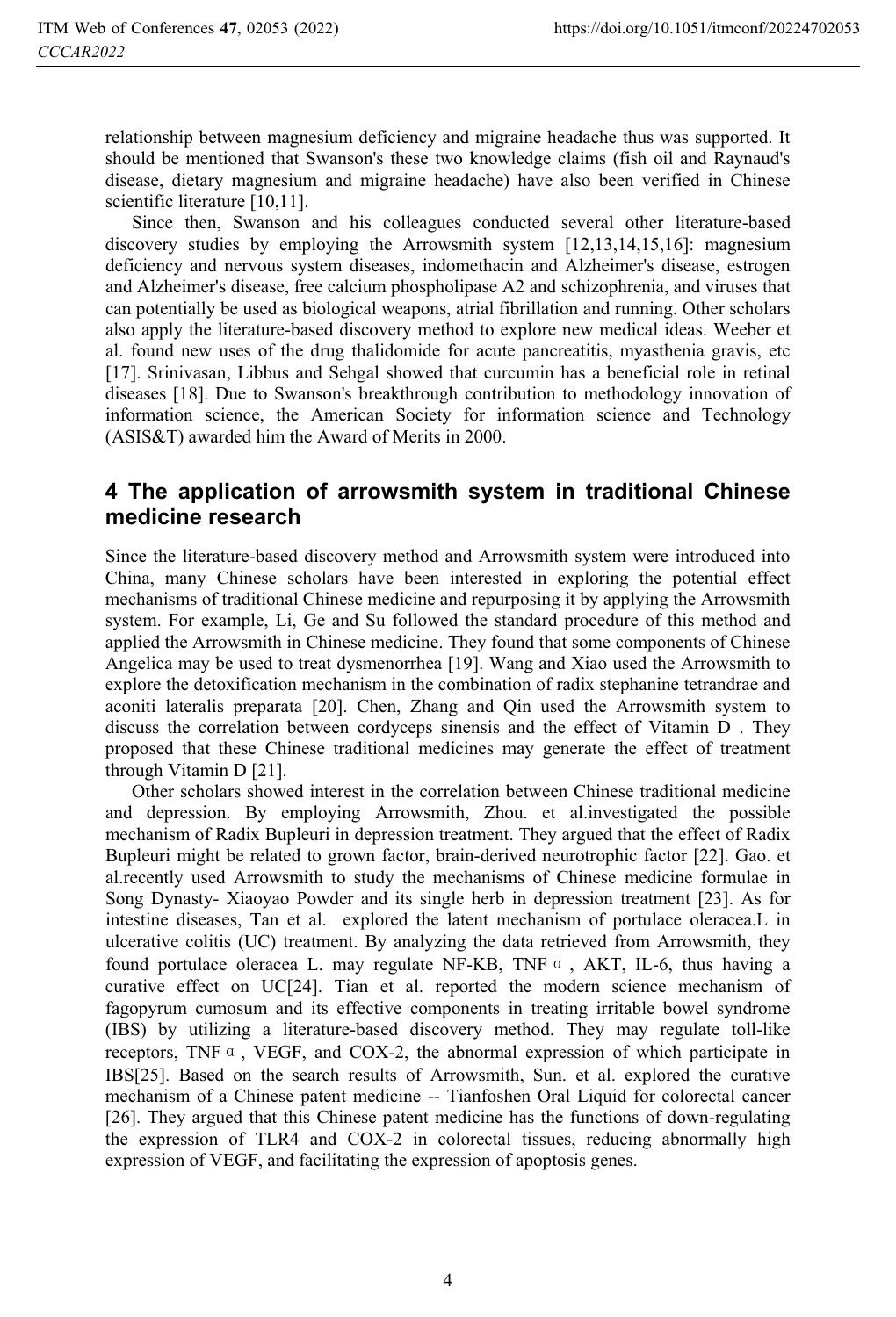relationship between magnesium deficiency and migraine headache thus was supported. It should be mentioned that Swanson's these two knowledge claims (fish oil and Raynaud's disease, dietary magnesium and migraine headache) have also been verified in Chinese scientific literature [10,11].

Since then, Swanson and his colleagues conducted several other literature-based discovery studies by employing the Arrowsmith system [12,13,14,15,16]: magnesium deficiency and nervous system diseases, indomethacin and Alzheimer's disease, estrogen and Alzheimer's disease, free calcium phospholipase A2 and schizophrenia, and viruses that can potentially be used as biological weapons, atrial fibrillation and running. Other scholars also apply the literature-based discovery method to explore new medical ideas. Weeber et al. found new uses of the drug thalidomide for acute pancreatitis, myasthenia gravis, etc [17]. Srinivasan, Libbus and Sehgal showed that curcumin has a beneficial role in retinal diseases [18]. Due to Swanson's breakthrough contribution to methodology innovation of information science, the American Society for information science and Technology (ASIS&T) awarded him the Award of Merits in 2000.

## 4 The application of arrowsmith system in traditional Chinese medicine research

Since the literature-based discovery method and Arrowsmith system were introduced into China, many Chinese scholars have been interested in exploring the potential effect mechanisms of traditional Chinese medicine and repurposing it by applying the Arrowsmith system. For example, Li, Ge and Su followed the standard procedure of this method and applied the Arrowsmith in Chinese medicine. They found that some components of Chinese Angelica may be used to treat dysmenorrhea [19]. Wang and Xiao used the Arrowsmith to explore the detoxification mechanism in the combination of radix stephanine tetrandrae and aconiti lateralis preparata [20]. Chen, Zhang and Qin used the Arrowsmith system to discuss the correlation between cordyceps sinensis and the effect of Vitamin D . They proposed that these Chinese traditional medicines may generate the effect of treatment through Vitamin D [21].

Other scholars showed interest in the correlation between Chinese traditional medicine and depression. By employing Arrowsmith, Zhou. et al.investigated the possible mechanism of Radix Bupleuri in depression treatment. They argued that the effect of Radix Bupleuri might be related to grown factor, brain-derived neurotrophic factor [22]. Gao. et al.recently used Arrowsmith to study the mechanisms of Chinese medicine formulae in Song Dynasty- Xiaoyao Powder and its single herb in depression treatment [23]. As for intestine diseases, Tan et al. explored the latent mechanism of portulace oleracea.L in ulcerative colitis (UC) treatment. By analyzing the data retrieved from Arrowsmith, they found portulace oleracea L. may regulate NF-KB, TNF α , AKT, IL-6, thus having a curative effect on UC[24]. Tian et al. reported the modern science mechanism of fagopyrum cumosum and its effective components in treating irritable bowel syndrome (IBS) by utilizing a literature-based discovery method. They may regulate toll-like receptors, TNF α , VEGF, and COX-2, the abnormal expression of which participate in IBS[25]. Based on the search results of Arrowsmith, Sun. et al. explored the curative mechanism of a Chinese patent medicine -- Tianfoshen Oral Liquid for colorectal cancer [26]. They argued that this Chinese patent medicine has the functions of down-regulating the expression of TLR4 and COX-2 in colorectal tissues, reducing abnormally high expression of VEGF, and facilitating the expression of apoptosis genes.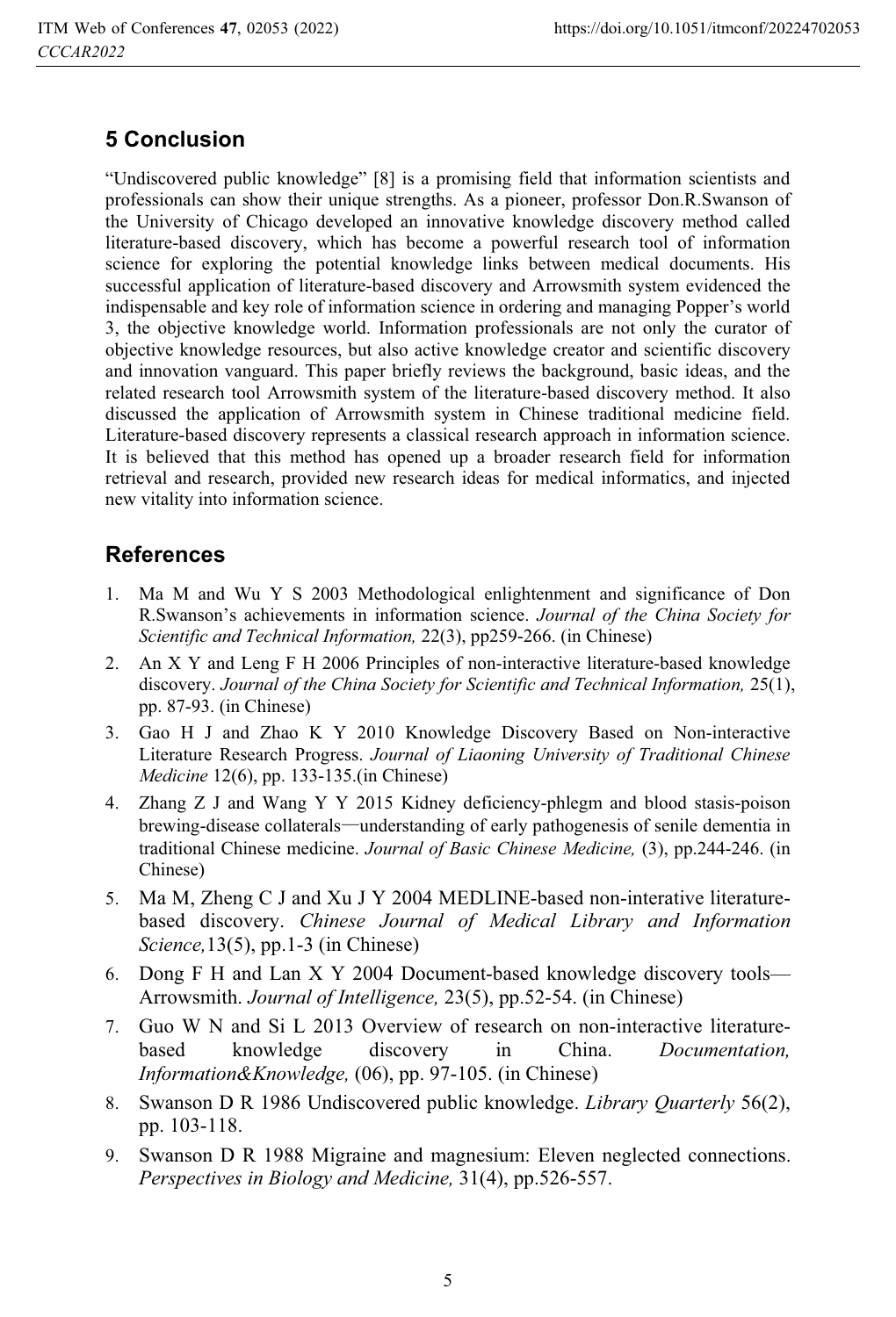## 5 Conclusion

"Undiscovered public knowledge" [8] is a promising field that information scientists and professionals can show their unique strengths. As a pioneer, professor Don.R.Swanson of the University of Chicago developed an innovative knowledge discovery method called literature-based discovery, which has become a powerful research tool of information science for exploring the potential knowledge links between medical documents. His successful application of literature-based discovery and Arrowsmith system evidenced the indispensable and key role of information science in ordering and managing Popper's world 3, the objective knowledge world. Information professionals are not only the curator of objective knowledge resources, but also active knowledge creator and scientific discovery and innovation vanguard. This paper briefly reviews the background, basic ideas, and the related research tool Arrowsmith system of the literature-based discovery method. It also discussed the application of Arrowsmith system in Chinese traditional medicine field. Literature-based discovery represents a classical research approach in information science. It is believed that this method has opened up a broader research field for information retrieval and research, provided new research ideas for medical informatics, and injected new vitality into information science.

## References

1. Ma M and Wu Y S 2003 Methodological enlightenment and significance of Don R.Swanson's achievements in information science. *Journal of the China Society for Scientific and Technical Information,* 22(3), pp259-266. (in Chinese)
2. An X Y and Leng F H 2006 Principles of non-interactive literature-based knowledge discovery. *Journal of the China Society for Scientific and Technical Information,* 25(1), pp. 87-93. (in Chinese)
3. Gao H J and Zhao K Y 2010 Knowledge Discovery Based on Non-interactive Literature Research Progress. *Journal of Liaoning University of Traditional Chinese Medicine* 12(6), pp. 133-135.(in Chinese)
4. Zhang Z J and Wang Y Y 2015 Kidney deficiency-phlegm and blood stasis-poison brewing-disease collaterals—understanding of early pathogenesis of senile dementia in traditional Chinese medicine. *Journal of Basic Chinese Medicine,* (3), pp.244-246. (in Chinese)
5. Ma M, Zheng C J and Xu J Y 2004 MEDLINE-based non-interative literature-based discovery. *Chinese Journal of Medical Library and Information Science,*13(5), pp.1-3 (in Chinese)
6. Dong F H and Lan X Y 2004 Document-based knowledge discovery tools—Arrowsmith. *Journal of Intelligence,* 23(5), pp.52-54. (in Chinese)
7. Guo W N and Si L 2013 Overview of research on non-interactive literature-based knowledge discovery in China. *Documentation, Information&Knowledge,* (06), pp. 97-105. (in Chinese)
8. Swanson D R 1986 Undiscovered public knowledge. *Library Quarterly* 56(2), pp. 103-118.
9. Swanson D R 1988 Migraine and magnesium: Eleven neglected connections. *Perspectives in Biology and Medicine,* 31(4), pp.526-557.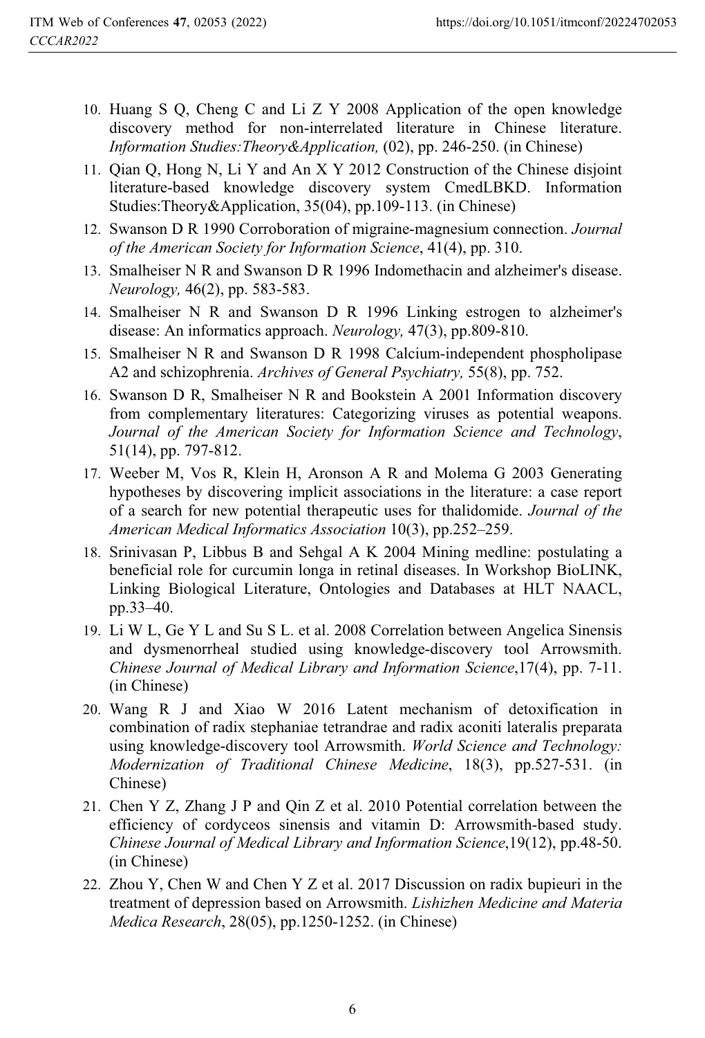10. Huang S Q, Cheng C and Li Z Y 2008 Application of the open knowledge discovery method for non-interrelated literature in Chinese literature. *Information Studies:Theory&Application,* (02), pp. 246-250. (in Chinese)
11. Qian Q, Hong N, Li Y and An X Y 2012 Construction of the Chinese disjoint literature-based knowledge discovery system CmedLBKD. Information Studies:Theory&Application, 35(04), pp.109-113. (in Chinese)
12. Swanson D R 1990 Corroboration of migraine-magnesium connection. *Journal of the American Society for Information Science*, 41(4), pp. 310.
13. Smalheiser N R and Swanson D R 1996 Indomethacin and alzheimer's disease. *Neurology,* 46(2), pp. 583-583.
14. Smalheiser N R and Swanson D R 1996 Linking estrogen to alzheimer's disease: An informatics approach. *Neurology,* 47(3), pp.809-810.
15. Smalheiser N R and Swanson D R 1998 Calcium-independent phospholipase A2 and schizophrenia. *Archives of General Psychiatry,* 55(8), pp. 752.
16. Swanson D R, Smalheiser N R and Bookstein A 2001 Information discovery from complementary literatures: Categorizing viruses as potential weapons. *Journal of the American Society for Information Science and Technology*, 51(14), pp. 797-812.
17. Weeber M, Vos R, Klein H, Aronson A R and Molema G 2003 Generating hypotheses by discovering implicit associations in the literature: a case report of a search for new potential therapeutic uses for thalidomide. *Journal of the American Medical Informatics Association* 10(3), pp.252–259.
18. Srinivasan P, Libbus B and Sehgal A K 2004 Mining medline: postulating a beneficial role for curcumin longa in retinal diseases. In Workshop BioLINK, Linking Biological Literature, Ontologies and Databases at HLT NAACL, pp.33–40.
19. Li W L, Ge Y L and Su S L. et al. 2008 Correlation between Angelica Sinensis and dysmenorrheal studied using knowledge-discovery tool Arrowsmith. *Chinese Journal of Medical Library and Information Science*,17(4), pp. 7-11. (in Chinese)
20. Wang R J and Xiao W 2016 Latent mechanism of detoxification in combination of radix stephaniae tetrandrae and radix aconiti lateralis preparata using knowledge-discovery tool Arrowsmith. *World Science and Technology: Modernization of Traditional Chinese Medicine*, 18(3), pp.527-531. (in Chinese)
21. Chen Y Z, Zhang J P and Qin Z et al. 2010 Potential correlation between the efficiency of cordyceos sinensis and vitamin D: Arrowsmith-based study. *Chinese Journal of Medical Library and Information Science*,19(12), pp.48-50. (in Chinese)
22. Zhou Y, Chen W and Chen Y Z et al. 2017 Discussion on radix bupieuri in the treatment of depression based on Arrowsmith. *Lishizhen Medicine and Materia Medica Research*, 28(05), pp.1250-1252. (in Chinese)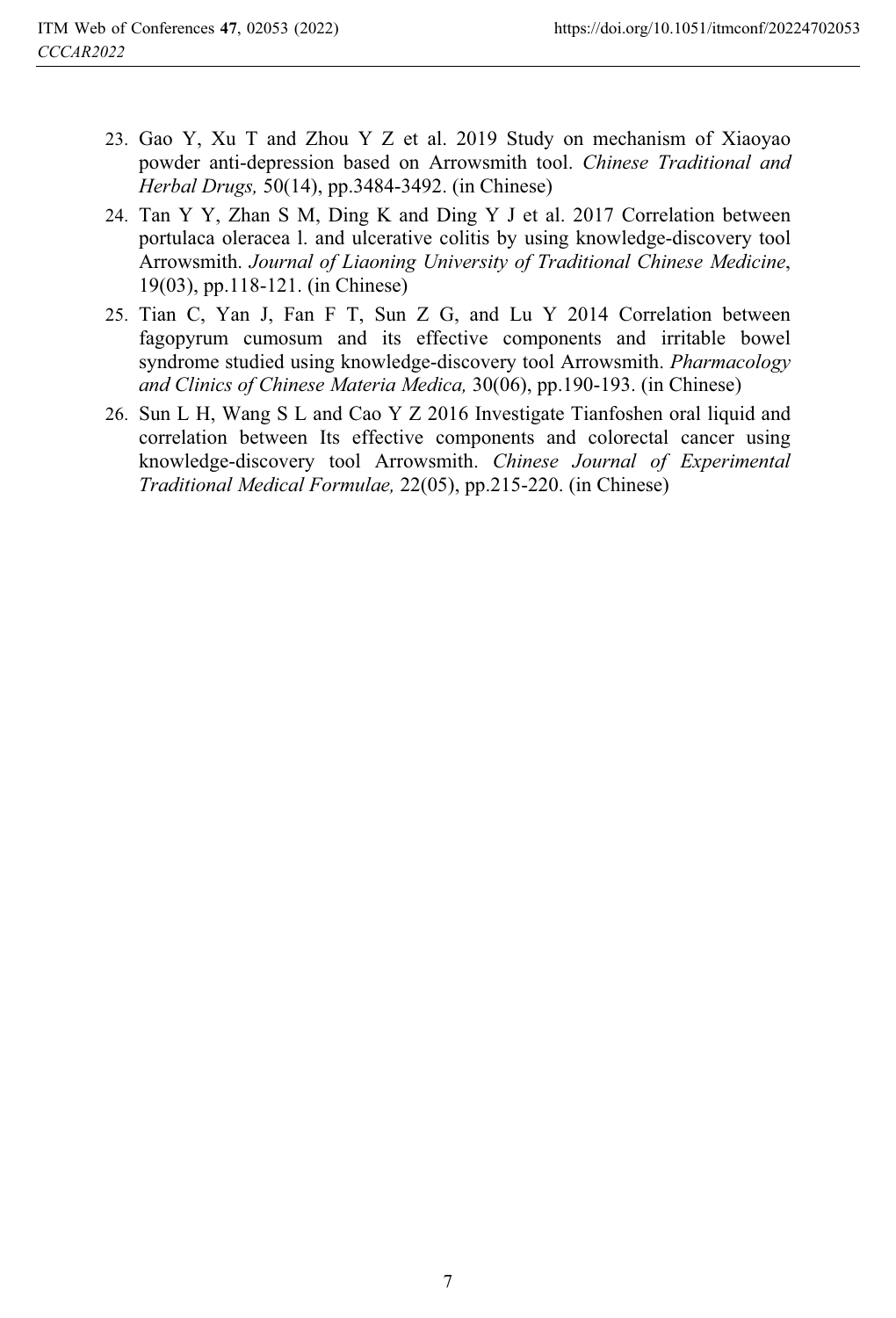23. Gao Y, Xu T and Zhou Y Z et al. 2019 Study on mechanism of Xiaoyao powder anti-depression based on Arrowsmith tool. *Chinese Traditional and Herbal Drugs,* 50(14), pp.3484-3492. (in Chinese)
24. Tan Y Y, Zhan S M, Ding K and Ding Y J et al. 2017 Correlation between portulaca oleracea l. and ulcerative colitis by using knowledge-discovery tool Arrowsmith. *Journal of Liaoning University of Traditional Chinese Medicine*, 19(03), pp.118-121. (in Chinese)
25. Tian C, Yan J, Fan F T, Sun Z G, and Lu Y 2014 Correlation between fagopyrum cumosum and its effective components and irritable bowel syndrome studied using knowledge-discovery tool Arrowsmith. *Pharmacology and Clinics of Chinese Materia Medica,* 30(06), pp.190-193. (in Chinese)
26. Sun L H, Wang S L and Cao Y Z 2016 Investigate Tianfoshen oral liquid and correlation between Its effective components and colorectal cancer using knowledge-discovery tool Arrowsmith. *Chinese Journal of Experimental Traditional Medical Formulae,* 22(05), pp.215-220. (in Chinese)